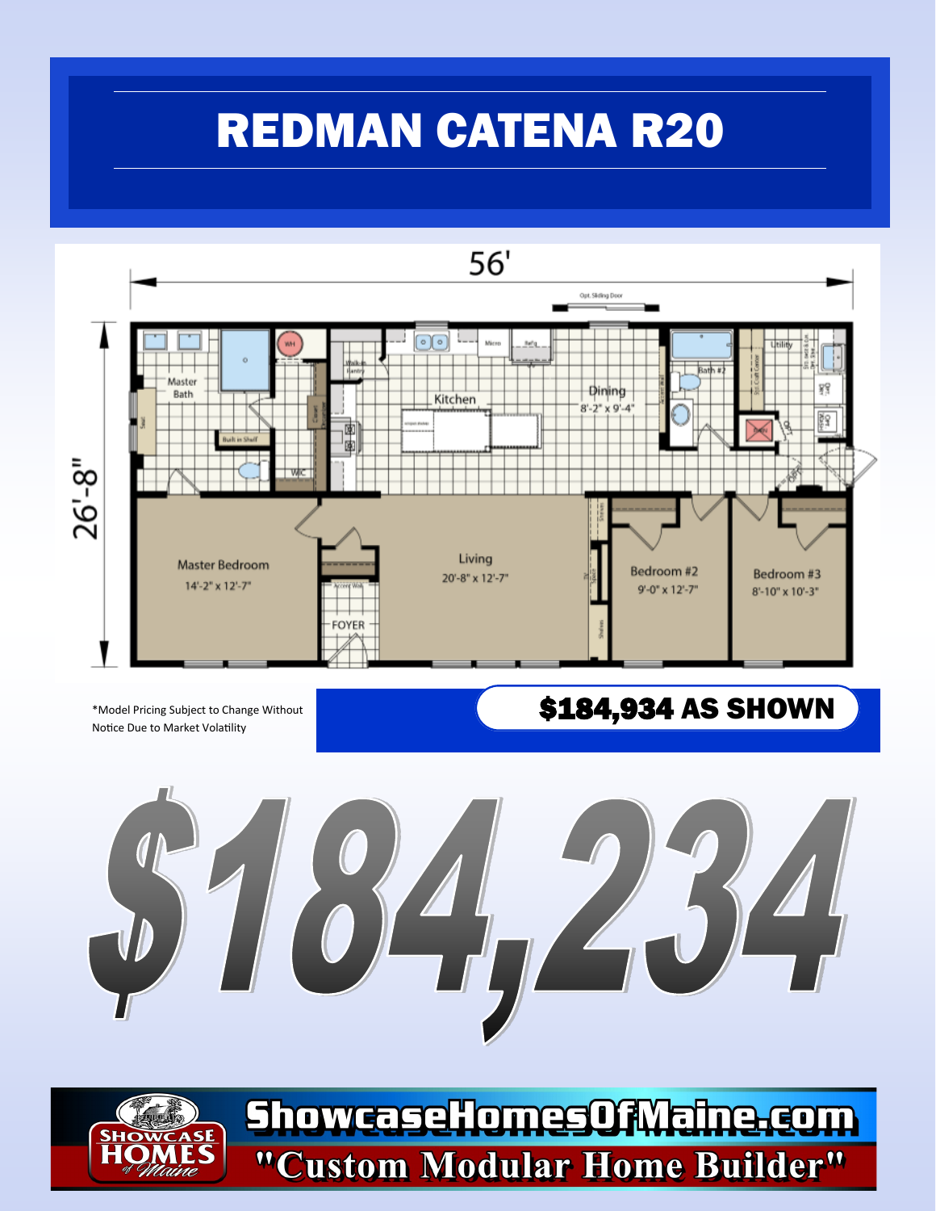# REDMAN CATENA R20

56'

26'-8"

Opt. Sliding Door

Master Bath

WH

Walk-in Pantry

Micro

Refrig

Kitchen

Dining
8'-2" x 9'-4"

Bath #2

Utility

Built in Shelf

W/C

Master Bedroom
14'-2" x 12'-7"

Living
20'-8" x 12'-7"

Bedroom #2
9'-0" x 12'-7"

Bedroom #3
8'-10" x 10'-3"

Accent Wall

FOYER

Shelves

*Model Pricing Subject to Change Without Notice Due to Market Volatility

**$184,934 AS SHOWN**

# $184,234

ShowcaseHomesOfMaine.com

"Custom Modular Home Builder"

SHOWCASE HOMES of Maine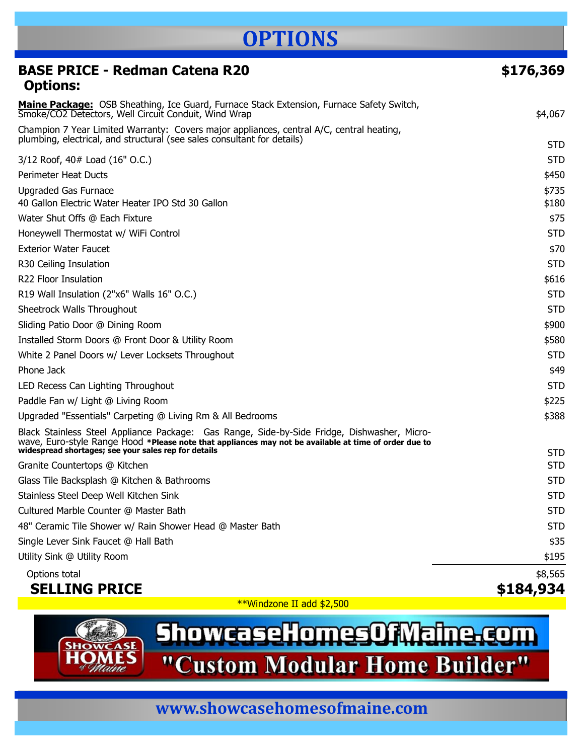# OPTIONS

| BASE PRICE - Redman Catena R20 | $176,369 |
|---|---|
| **Options:** | |
| **Maine Package:** OSB Sheathing, Ice Guard, Furnace Stack Extension, Furnace Safety Switch, Smoke/CO2 Detectors, Well Circuit Conduit, Wind Wrap | $4,067 |
| Champion 7 Year Limited Warranty: Covers major appliances, central A/C, central heating, plumbing, electrical, and structural (see sales consultant for details) | STD |
| 3/12 Roof, 40# Load (16" O.C.) | STD |
| Perimeter Heat Ducts | $450 |
| Upgraded Gas Furnace | $735 |
| 40 Gallon Electric Water Heater IPO Std 30 Gallon | $180 |
| Water Shut Offs @ Each Fixture | $75 |
| Honeywell Thermostat w/ WiFi Control | STD |
| Exterior Water Faucet | $70 |
| R30 Ceiling Insulation | STD |
| R22 Floor Insulation | $616 |
| R19 Wall Insulation (2"x6" Walls 16" O.C.) | STD |
| Sheetrock Walls Throughout | STD |
| Sliding Patio Door @ Dining Room | $900 |
| Installed Storm Doors @ Front Door & Utility Room | $580 |
| White 2 Panel Doors w/ Lever Locksets Throughout | STD |
| Phone Jack | $49 |
| LED Recess Can Lighting Throughout | STD |
| Paddle Fan w/ Light @ Living Room | $225 |
| Upgraded "Essentials" Carpeting @ Living Rm & All Bedrooms | $388 |
| Black Stainless Steel Appliance Package: Gas Range, Side-by-Side Fridge, Dishwasher, Micro-wave, Euro-style Range Hood **\*Please note that appliances may not be available at time of order due to widespread shortages; see your sales rep for details** | STD |
| Granite Countertops @ Kitchen | STD |
| Glass Tile Backsplash @ Kitchen & Bathrooms | STD |
| Stainless Steel Deep Well Kitchen Sink | STD |
| Cultured Marble Counter @ Master Bath | STD |
| 48" Ceramic Tile Shower w/ Rain Shower Head @ Master Bath | STD |
| Single Lever Sink Faucet @ Hall Bath | $35 |
| Utility Sink @ Utility Room | $195 |
| Options total | $8,565 |
| **SELLING PRICE** | **$184,934** |

**Windzone II add $2,500

ShowcaseHomesOfMaine.com

"Custom Modular Home Builder"

www.showcasehomesofmaine.com